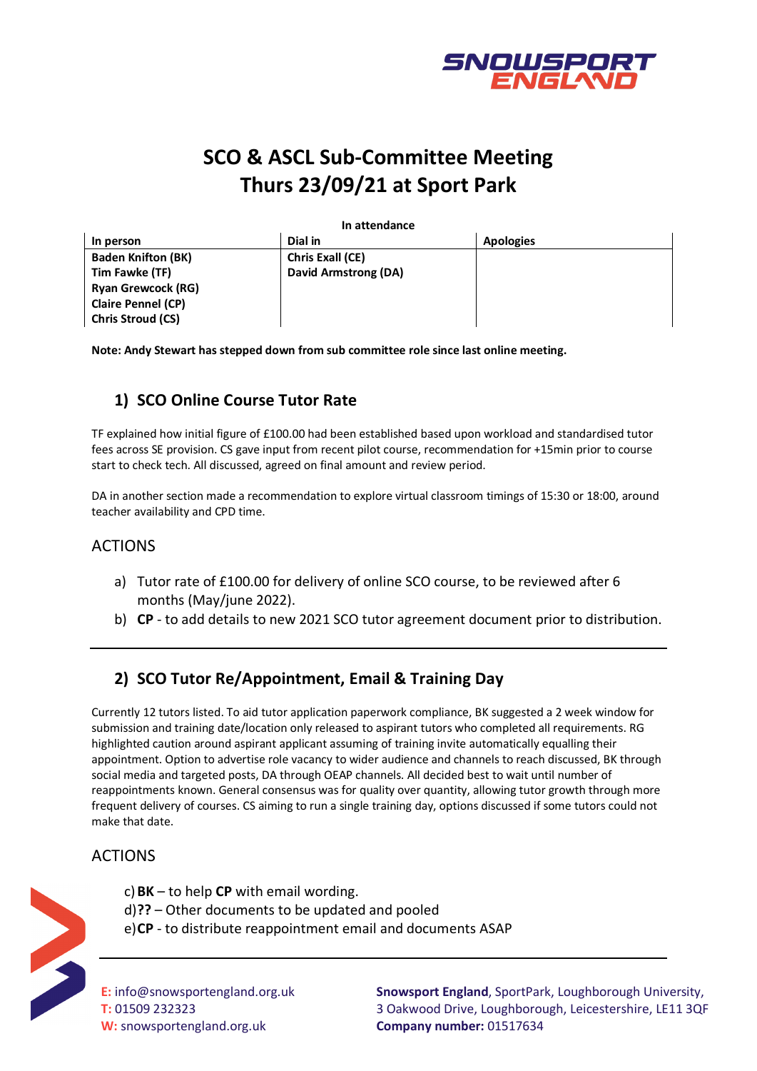# SCO & ASCL Sub-Committee Meeting
# Thurs 23/09/21 at Sport Park

**In attendance**

| In person | Dial in | Apologies |
|---|---|---|
| **Baden Knifton (BK)** | **Chris Exall (CE)** | |
| **Tim Fawke (TF)** | **David Armstrong (DA)** | |
| **Ryan Grewcock (RG)** | | |
| **Claire Pennel (CP)** | | |
| **Chris Stroud (CS)** | | |

**Note: Andy Stewart has stepped down from sub committee role since last online meeting.**

## 1) SCO Online Course Tutor Rate

TF explained how initial figure of £100.00 had been established based upon workload and standardised tutor fees across SE provision. CS gave input from recent pilot course, recommendation for +15min prior to course start to check tech. All discussed, agreed on final amount and review period.

DA in another section made a recommendation to explore virtual classroom timings of 15:30 or 18:00, around teacher availability and CPD time.

### ACTIONS

a) Tutor rate of £100.00 for delivery of online SCO course, to be reviewed after 6 months (May/june 2022).
b) **CP** - to add details to new 2021 SCO tutor agreement document prior to distribution.

---

## 2) SCO Tutor Re/Appointment, Email & Training Day

Currently 12 tutors listed. To aid tutor application paperwork compliance, BK suggested a 2 week window for submission and training date/location only released to aspirant tutors who completed all requirements. RG highlighted caution around aspirant applicant assuming of training invite automatically equalling their appointment. Option to advertise role vacancy to wider audience and channels to reach discussed, BK through social media and targeted posts, DA through OEAP channels. All decided best to wait until number of reappointments known. General consensus was for quality over quantity, allowing tutor growth through more frequent delivery of courses. CS aiming to run a single training day, options discussed if some tutors could not make that date.

### ACTIONS

c) **BK** – to help **CP** with email wording.
d) **??** – Other documents to be updated and pooled
e) **CP** - to distribute reappointment email and documents ASAP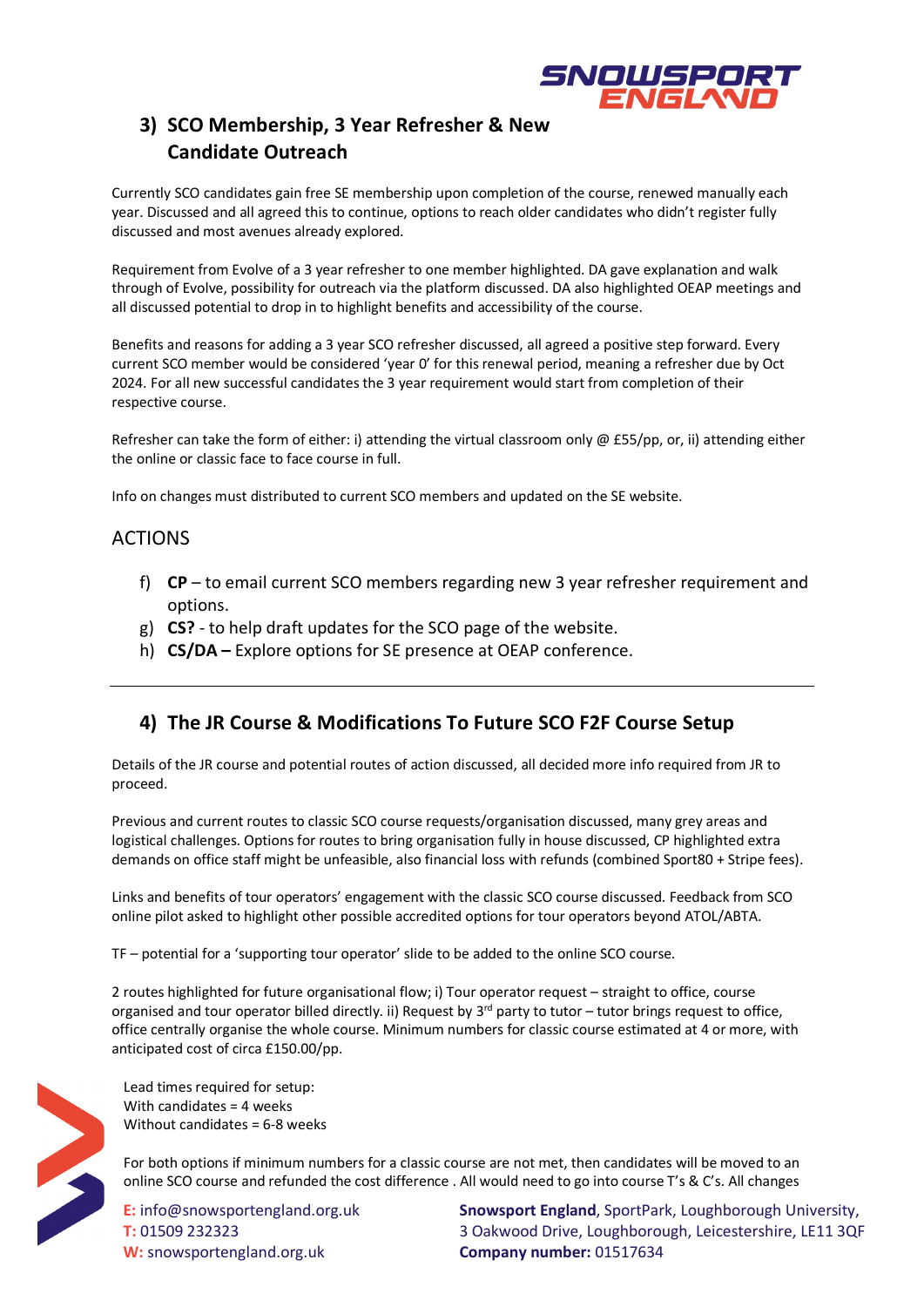## 3) SCO Membership, 3 Year Refresher & New Candidate Outreach

Currently SCO candidates gain free SE membership upon completion of the course, renewed manually each year. Discussed and all agreed this to continue, options to reach older candidates who didn't register fully discussed and most avenues already explored.

Requirement from Evolve of a 3 year refresher to one member highlighted. DA gave explanation and walk through of Evolve, possibility for outreach via the platform discussed. DA also highlighted OEAP meetings and all discussed potential to drop in to highlight benefits and accessibility of the course.

Benefits and reasons for adding a 3 year SCO refresher discussed, all agreed a positive step forward. Every current SCO member would be considered 'year 0' for this renewal period, meaning a refresher due by Oct 2024. For all new successful candidates the 3 year requirement would start from completion of their respective course.

Refresher can take the form of either: i) attending the virtual classroom only @ £55/pp, or, ii) attending either the online or classic face to face course in full.

Info on changes must distributed to current SCO members and updated on the SE website.

### ACTIONS

f) **CP** – to email current SCO members regarding new 3 year refresher requirement and options.
g) **CS?** - to help draft updates for the SCO page of the website.
h) **CS/DA –** Explore options for SE presence at OEAP conference.

---

## 4) The JR Course & Modifications To Future SCO F2F Course Setup

Details of the JR course and potential routes of action discussed, all decided more info required from JR to proceed.

Previous and current routes to classic SCO course requests/organisation discussed, many grey areas and logistical challenges. Options for routes to bring organisation fully in house discussed, CP highlighted extra demands on office staff might be unfeasible, also financial loss with refunds (combined Sport80 + Stripe fees).

Links and benefits of tour operators' engagement with the classic SCO course discussed. Feedback from SCO online pilot asked to highlight other possible accredited options for tour operators beyond ATOL/ABTA.

TF – potential for a 'supporting tour operator' slide to be added to the online SCO course.

2 routes highlighted for future organisational flow; i) Tour operator request – straight to office, course organised and tour operator billed directly. ii) Request by 3rd party to tutor – tutor brings request to office, office centrally organise the whole course. Minimum numbers for classic course estimated at 4 or more, with anticipated cost of circa £150.00/pp.

Lead times required for setup:
With candidates = 4 weeks
Without candidates = 6-8 weeks

For both options if minimum numbers for a classic course are not met, then candidates will be moved to an online SCO course and refunded the cost difference . All would need to go into course T's & C's. All changes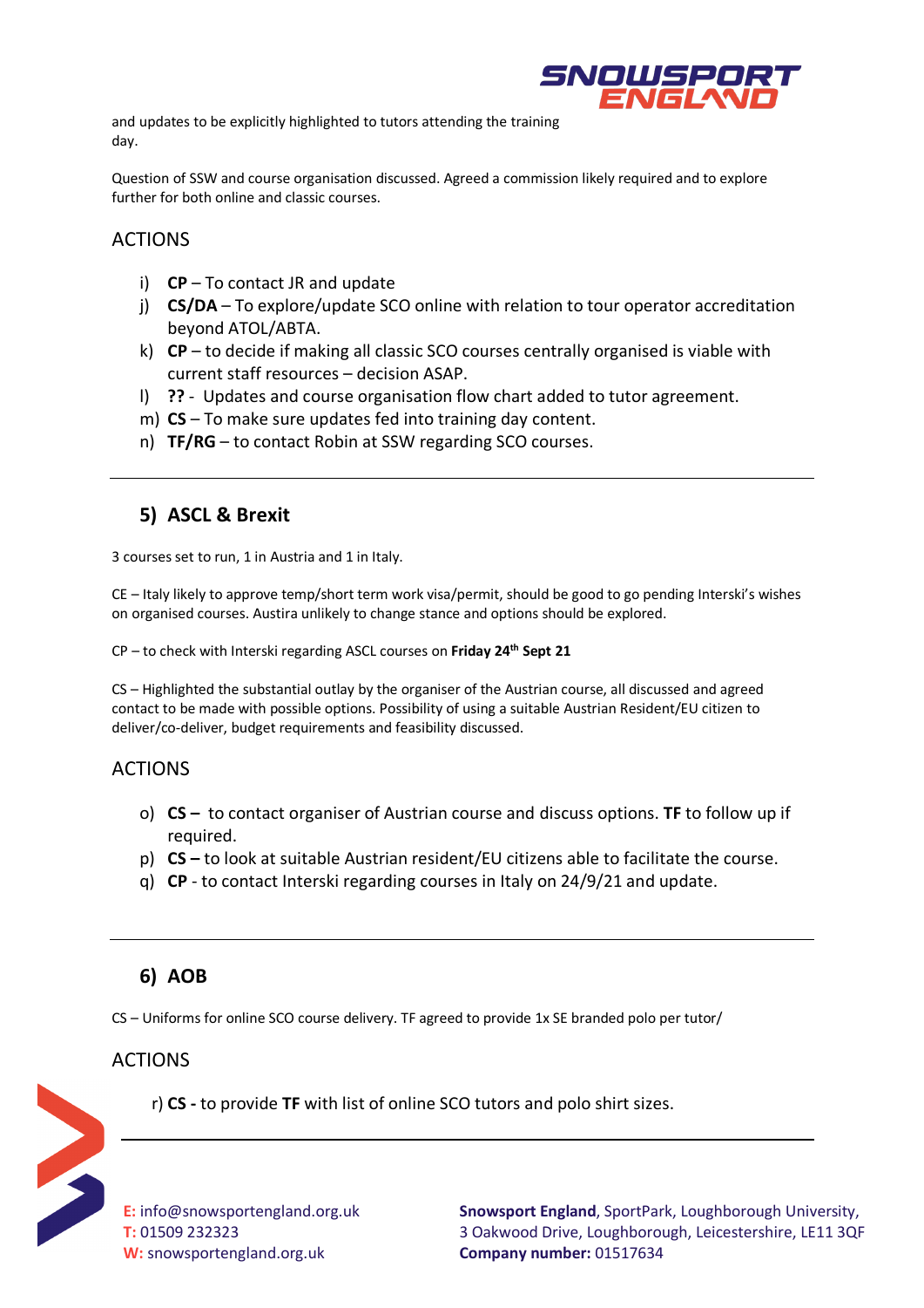and updates to be explicitly highlighted to tutors attending the training day.

Question of SSW and course organisation discussed. Agreed a commission likely required and to explore further for both online and classic courses.

## ACTIONS

i) **CP** – To contact JR and update
j) **CS/DA** – To explore/update SCO online with relation to tour operator accreditation beyond ATOL/ABTA.
k) **CP** – to decide if making all classic SCO courses centrally organised is viable with current staff resources – decision ASAP.
l) **??** - Updates and course organisation flow chart added to tutor agreement.
m) **CS** – To make sure updates fed into training day content.
n) **TF/RG** – to contact Robin at SSW regarding SCO courses.

---

## 5) ASCL & Brexit

3 courses set to run, 1 in Austria and 1 in Italy.

CE – Italy likely to approve temp/short term work visa/permit, should be good to go pending Interski's wishes on organised courses. Austira unlikely to change stance and options should be explored.

CP – to check with Interski regarding ASCL courses on **Friday 24th Sept 21**

CS – Highlighted the substantial outlay by the organiser of the Austrian course, all discussed and agreed contact to be made with possible options. Possibility of using a suitable Austrian Resident/EU citizen to deliver/co-deliver, budget requirements and feasibility discussed.

## ACTIONS

o) **CS –** to contact organiser of Austrian course and discuss options. **TF** to follow up if required.
p) **CS –** to look at suitable Austrian resident/EU citizens able to facilitate the course.
q) **CP** - to contact Interski regarding courses in Italy on 24/9/21 and update.

---

## 6) AOB

CS – Uniforms for online SCO course delivery. TF agreed to provide 1x SE branded polo per tutor/

## ACTIONS

r) **CS -** to provide **TF** with list of online SCO tutors and polo shirt sizes.

---